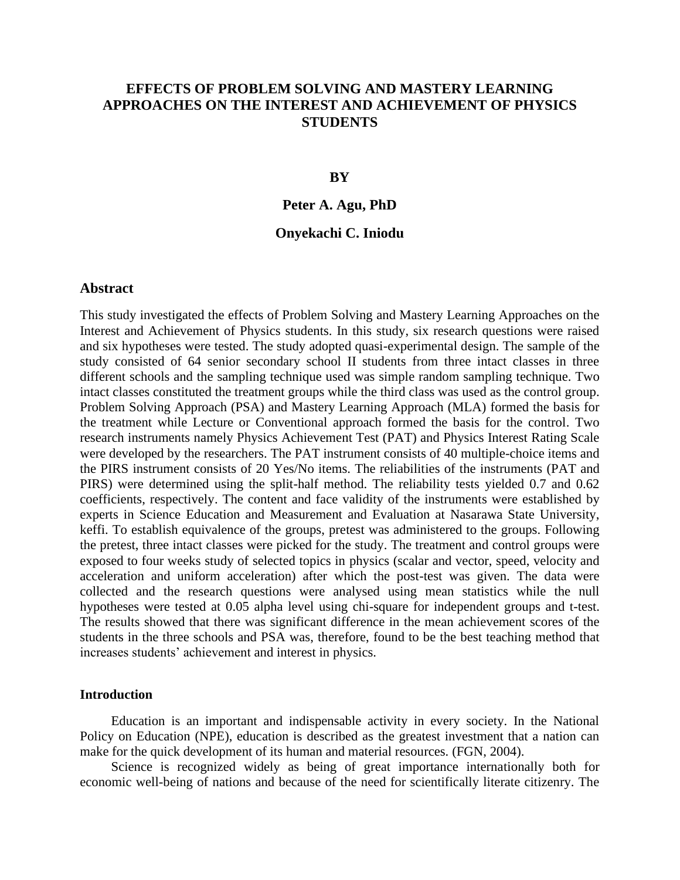# EFFECTS OF PROBLEM SOLVING AND MASTERY LEARNING APPROACHES ON THE INTEREST AND ACHIEVEMENT OF PHYSICS STUDENTS

**BY**

**Peter A. Agu, PhD**

**Onyekachi C. Iniodu**

## Abstract

This study investigated the effects of Problem Solving and Mastery Learning Approaches on the Interest and Achievement of Physics students. In this study, six research questions were raised and six hypotheses were tested. The study adopted quasi-experimental design. The sample of the study consisted of 64 senior secondary school II students from three intact classes in three different schools and the sampling technique used was simple random sampling technique. Two intact classes constituted the treatment groups while the third class was used as the control group. Problem Solving Approach (PSA) and Mastery Learning Approach (MLA) formed the basis for the treatment while Lecture or Conventional approach formed the basis for the control. Two research instruments namely Physics Achievement Test (PAT) and Physics Interest Rating Scale were developed by the researchers. The PAT instrument consists of 40 multiple-choice items and the PIRS instrument consists of 20 Yes/No items. The reliabilities of the instruments (PAT and PIRS) were determined using the split-half method. The reliability tests yielded 0.7 and 0.62 coefficients, respectively. The content and face validity of the instruments were established by experts in Science Education and Measurement and Evaluation at Nasarawa State University, keffi. To establish equivalence of the groups, pretest was administered to the groups. Following the pretest, three intact classes were picked for the study. The treatment and control groups were exposed to four weeks study of selected topics in physics (scalar and vector, speed, velocity and acceleration and uniform acceleration) after which the post-test was given. The data were collected and the research questions were analysed using mean statistics while the null hypotheses were tested at 0.05 alpha level using chi-square for independent groups and t-test. The results showed that there was significant difference in the mean achievement scores of the students in the three schools and PSA was, therefore, found to be the best teaching method that increases students' achievement and interest in physics.

## Introduction

Education is an important and indispensable activity in every society. In the National Policy on Education (NPE), education is described as the greatest investment that a nation can make for the quick development of its human and material resources. (FGN, 2004).

Science is recognized widely as being of great importance internationally both for economic well-being of nations and because of the need for scientifically literate citizenry. The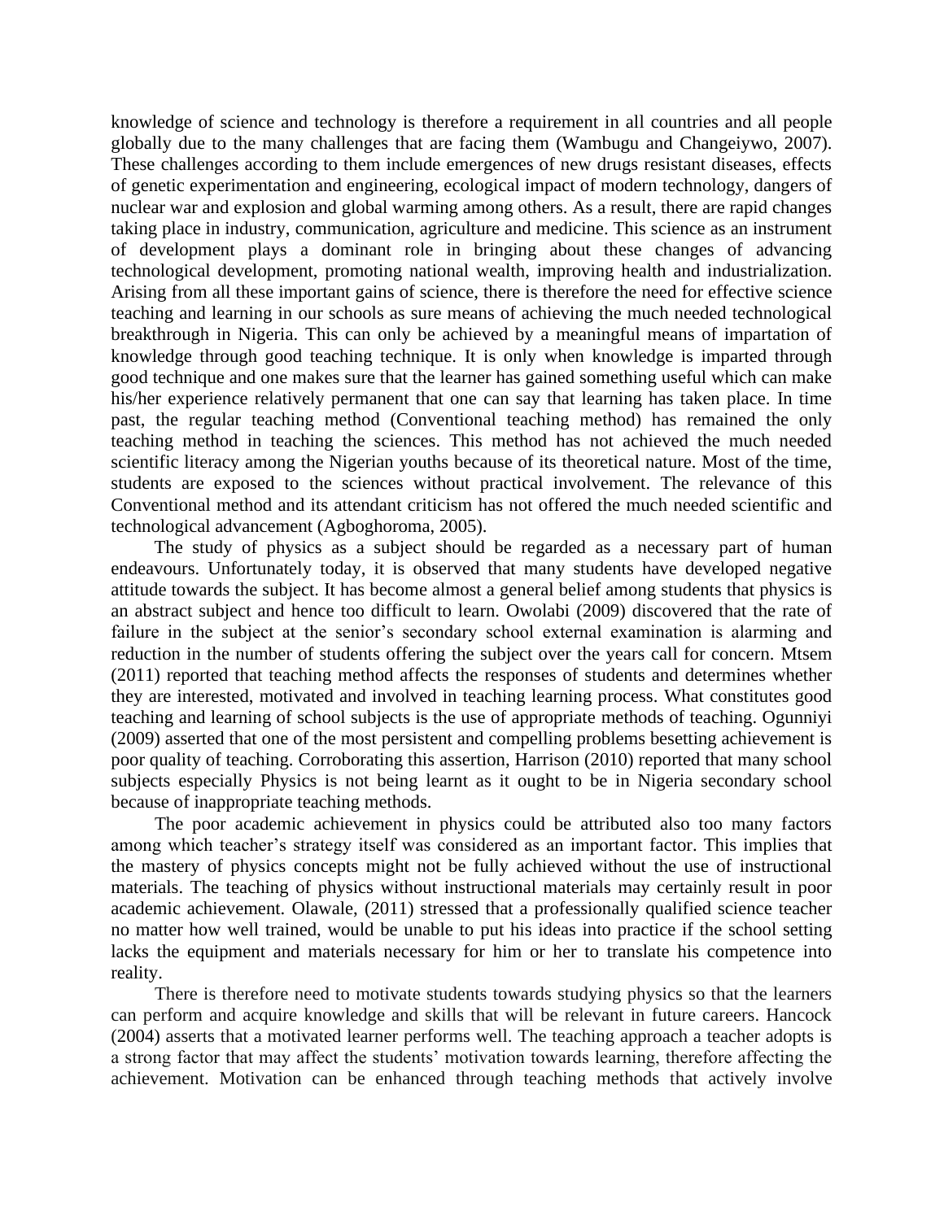knowledge of science and technology is therefore a requirement in all countries and all people globally due to the many challenges that are facing them (Wambugu and Changeiywo, 2007). These challenges according to them include emergences of new drugs resistant diseases, effects of genetic experimentation and engineering, ecological impact of modern technology, dangers of nuclear war and explosion and global warming among others. As a result, there are rapid changes taking place in industry, communication, agriculture and medicine. This science as an instrument of development plays a dominant role in bringing about these changes of advancing technological development, promoting national wealth, improving health and industrialization. Arising from all these important gains of science, there is therefore the need for effective science teaching and learning in our schools as sure means of achieving the much needed technological breakthrough in Nigeria. This can only be achieved by a meaningful means of impartation of knowledge through good teaching technique. It is only when knowledge is imparted through good technique and one makes sure that the learner has gained something useful which can make his/her experience relatively permanent that one can say that learning has taken place. In time past, the regular teaching method (Conventional teaching method) has remained the only teaching method in teaching the sciences. This method has not achieved the much needed scientific literacy among the Nigerian youths because of its theoretical nature. Most of the time, students are exposed to the sciences without practical involvement. The relevance of this Conventional method and its attendant criticism has not offered the much needed scientific and technological advancement (Agboghoroma, 2005).

The study of physics as a subject should be regarded as a necessary part of human endeavours. Unfortunately today, it is observed that many students have developed negative attitude towards the subject. It has become almost a general belief among students that physics is an abstract subject and hence too difficult to learn. Owolabi (2009) discovered that the rate of failure in the subject at the senior's secondary school external examination is alarming and reduction in the number of students offering the subject over the years call for concern. Mtsem (2011) reported that teaching method affects the responses of students and determines whether they are interested, motivated and involved in teaching learning process. What constitutes good teaching and learning of school subjects is the use of appropriate methods of teaching. Ogunniyi (2009) asserted that one of the most persistent and compelling problems besetting achievement is poor quality of teaching. Corroborating this assertion, Harrison (2010) reported that many school subjects especially Physics is not being learnt as it ought to be in Nigeria secondary school because of inappropriate teaching methods.

The poor academic achievement in physics could be attributed also too many factors among which teacher's strategy itself was considered as an important factor. This implies that the mastery of physics concepts might not be fully achieved without the use of instructional materials. The teaching of physics without instructional materials may certainly result in poor academic achievement. Olawale, (2011) stressed that a professionally qualified science teacher no matter how well trained, would be unable to put his ideas into practice if the school setting lacks the equipment and materials necessary for him or her to translate his competence into reality.

There is therefore need to motivate students towards studying physics so that the learners can perform and acquire knowledge and skills that will be relevant in future careers. Hancock (2004) asserts that a motivated learner performs well. The teaching approach a teacher adopts is a strong factor that may affect the students' motivation towards learning, therefore affecting the achievement. Motivation can be enhanced through teaching methods that actively involve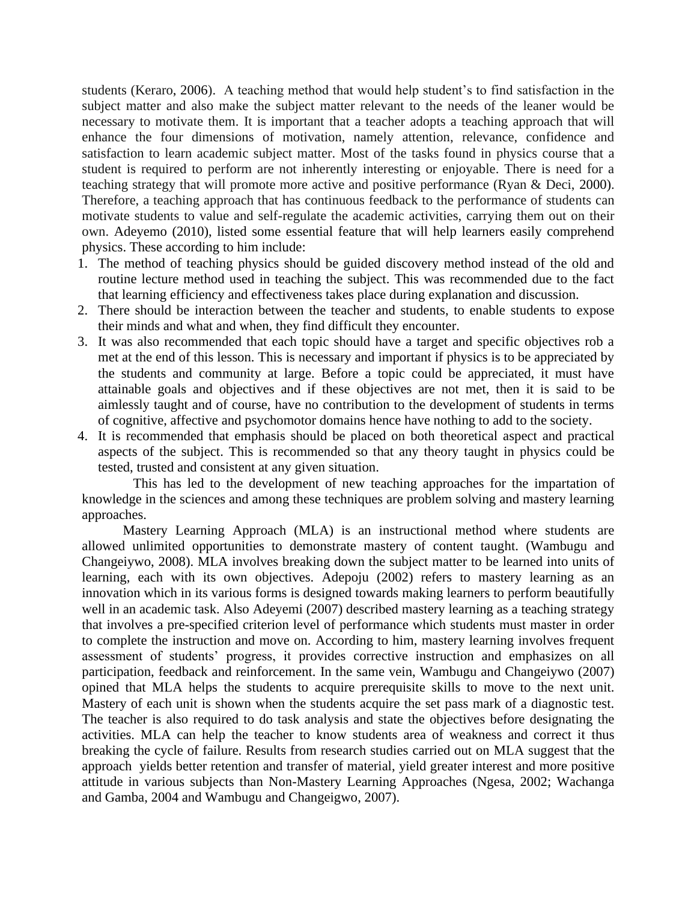students (Keraro, 2006). A teaching method that would help student's to find satisfaction in the subject matter and also make the subject matter relevant to the needs of the leaner would be necessary to motivate them. It is important that a teacher adopts a teaching approach that will enhance the four dimensions of motivation, namely attention, relevance, confidence and satisfaction to learn academic subject matter. Most of the tasks found in physics course that a student is required to perform are not inherently interesting or enjoyable. There is need for a teaching strategy that will promote more active and positive performance (Ryan & Deci, 2000). Therefore, a teaching approach that has continuous feedback to the performance of students can motivate students to value and self-regulate the academic activities, carrying them out on their own. Adeyemo (2010), listed some essential feature that will help learners easily comprehend physics. These according to him include:

1. The method of teaching physics should be guided discovery method instead of the old and routine lecture method used in teaching the subject. This was recommended due to the fact that learning efficiency and effectiveness takes place during explanation and discussion.
2. There should be interaction between the teacher and students, to enable students to expose their minds and what and when, they find difficult they encounter.
3. It was also recommended that each topic should have a target and specific objectives rob a met at the end of this lesson. This is necessary and important if physics is to be appreciated by the students and community at large. Before a topic could be appreciated, it must have attainable goals and objectives and if these objectives are not met, then it is said to be aimlessly taught and of course, have no contribution to the development of students in terms of cognitive, affective and psychomotor domains hence have nothing to add to the society.
4. It is recommended that emphasis should be placed on both theoretical aspect and practical aspects of the subject. This is recommended so that any theory taught in physics could be tested, trusted and consistent at any given situation.

This has led to the development of new teaching approaches for the impartation of knowledge in the sciences and among these techniques are problem solving and mastery learning approaches.

Mastery Learning Approach (MLA) is an instructional method where students are allowed unlimited opportunities to demonstrate mastery of content taught. (Wambugu and Changeiywo, 2008). MLA involves breaking down the subject matter to be learned into units of learning, each with its own objectives. Adepoju (2002) refers to mastery learning as an innovation which in its various forms is designed towards making learners to perform beautifully well in an academic task. Also Adeyemi (2007) described mastery learning as a teaching strategy that involves a pre-specified criterion level of performance which students must master in order to complete the instruction and move on. According to him, mastery learning involves frequent assessment of students' progress, it provides corrective instruction and emphasizes on all participation, feedback and reinforcement. In the same vein, Wambugu and Changeiywo (2007) opined that MLA helps the students to acquire prerequisite skills to move to the next unit. Mastery of each unit is shown when the students acquire the set pass mark of a diagnostic test. The teacher is also required to do task analysis and state the objectives before designating the activities. MLA can help the teacher to know students area of weakness and correct it thus breaking the cycle of failure. Results from research studies carried out on MLA suggest that the approach yields better retention and transfer of material, yield greater interest and more positive attitude in various subjects than Non-Mastery Learning Approaches (Ngesa, 2002; Wachanga and Gamba, 2004 and Wambugu and Changeigwo, 2007).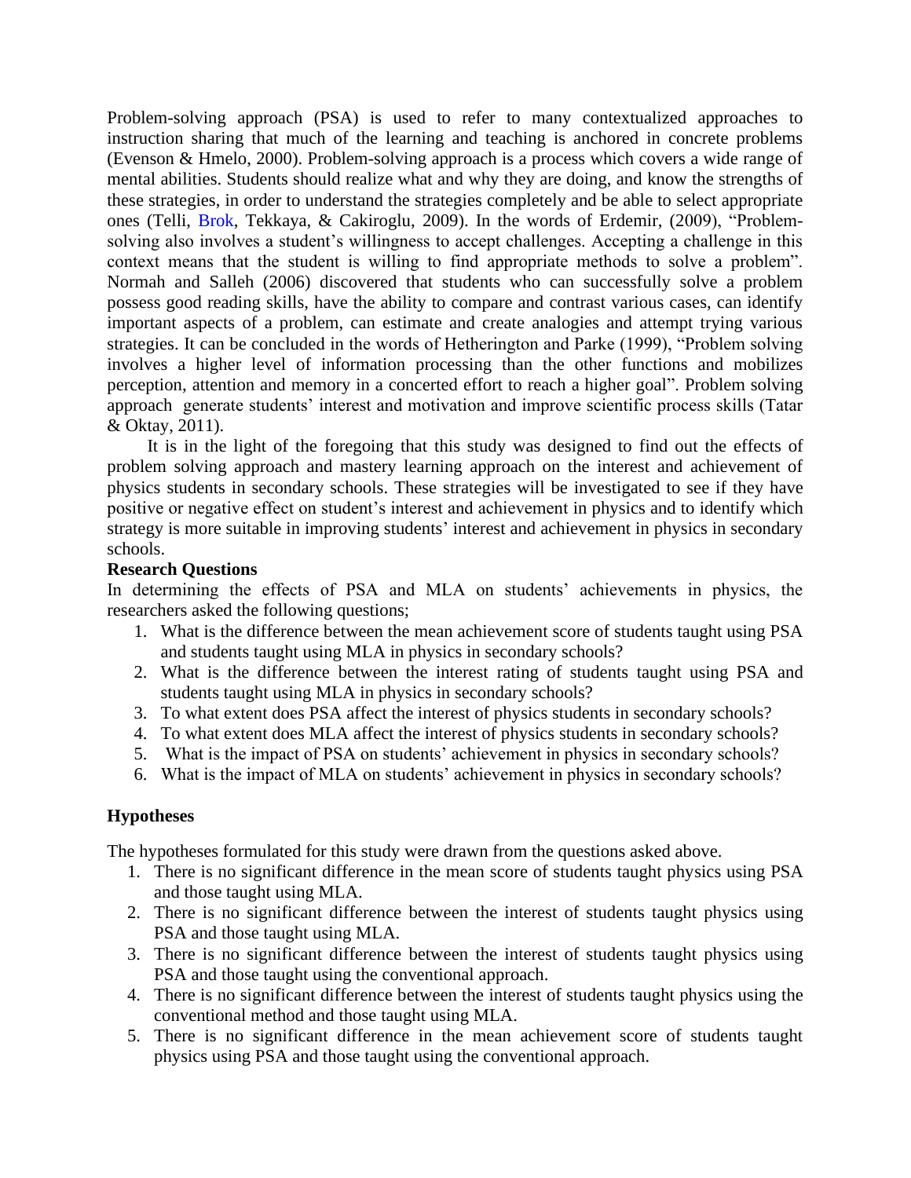Problem-solving approach (PSA) is used to refer to many contextualized approaches to instruction sharing that much of the learning and teaching is anchored in concrete problems (Evenson & Hmelo, 2000). Problem-solving approach is a process which covers a wide range of mental abilities. Students should realize what and why they are doing, and know the strengths of these strategies, in order to understand the strategies completely and be able to select appropriate ones (Telli, Brok, Tekkaya, & Cakiroglu, 2009). In the words of Erdemir, (2009), "Problem-solving also involves a student's willingness to accept challenges. Accepting a challenge in this context means that the student is willing to find appropriate methods to solve a problem". Normah and Salleh (2006) discovered that students who can successfully solve a problem possess good reading skills, have the ability to compare and contrast various cases, can identify important aspects of a problem, can estimate and create analogies and attempt trying various strategies. It can be concluded in the words of Hetherington and Parke (1999), "Problem solving involves a higher level of information processing than the other functions and mobilizes perception, attention and memory in a concerted effort to reach a higher goal". Problem solving approach generate students' interest and motivation and improve scientific process skills (Tatar & Oktay, 2011).

It is in the light of the foregoing that this study was designed to find out the effects of problem solving approach and mastery learning approach on the interest and achievement of physics students in secondary schools. These strategies will be investigated to see if they have positive or negative effect on student's interest and achievement in physics and to identify which strategy is more suitable in improving students' interest and achievement in physics in secondary schools.

**Research Questions**

In determining the effects of PSA and MLA on students' achievements in physics, the researchers asked the following questions;

1. What is the difference between the mean achievement score of students taught using PSA and students taught using MLA in physics in secondary schools?
2. What is the difference between the interest rating of students taught using PSA and students taught using MLA in physics in secondary schools?
3. To what extent does PSA affect the interest of physics students in secondary schools?
4. To what extent does MLA affect the interest of physics students in secondary schools?
5. What is the impact of PSA on students' achievement in physics in secondary schools?
6. What is the impact of MLA on students' achievement in physics in secondary schools?

**Hypotheses**

The hypotheses formulated for this study were drawn from the questions asked above.

1. There is no significant difference in the mean score of students taught physics using PSA and those taught using MLA.
2. There is no significant difference between the interest of students taught physics using PSA and those taught using MLA.
3. There is no significant difference between the interest of students taught physics using PSA and those taught using the conventional approach.
4. There is no significant difference between the interest of students taught physics using the conventional method and those taught using MLA.
5. There is no significant difference in the mean achievement score of students taught physics using PSA and those taught using the conventional approach.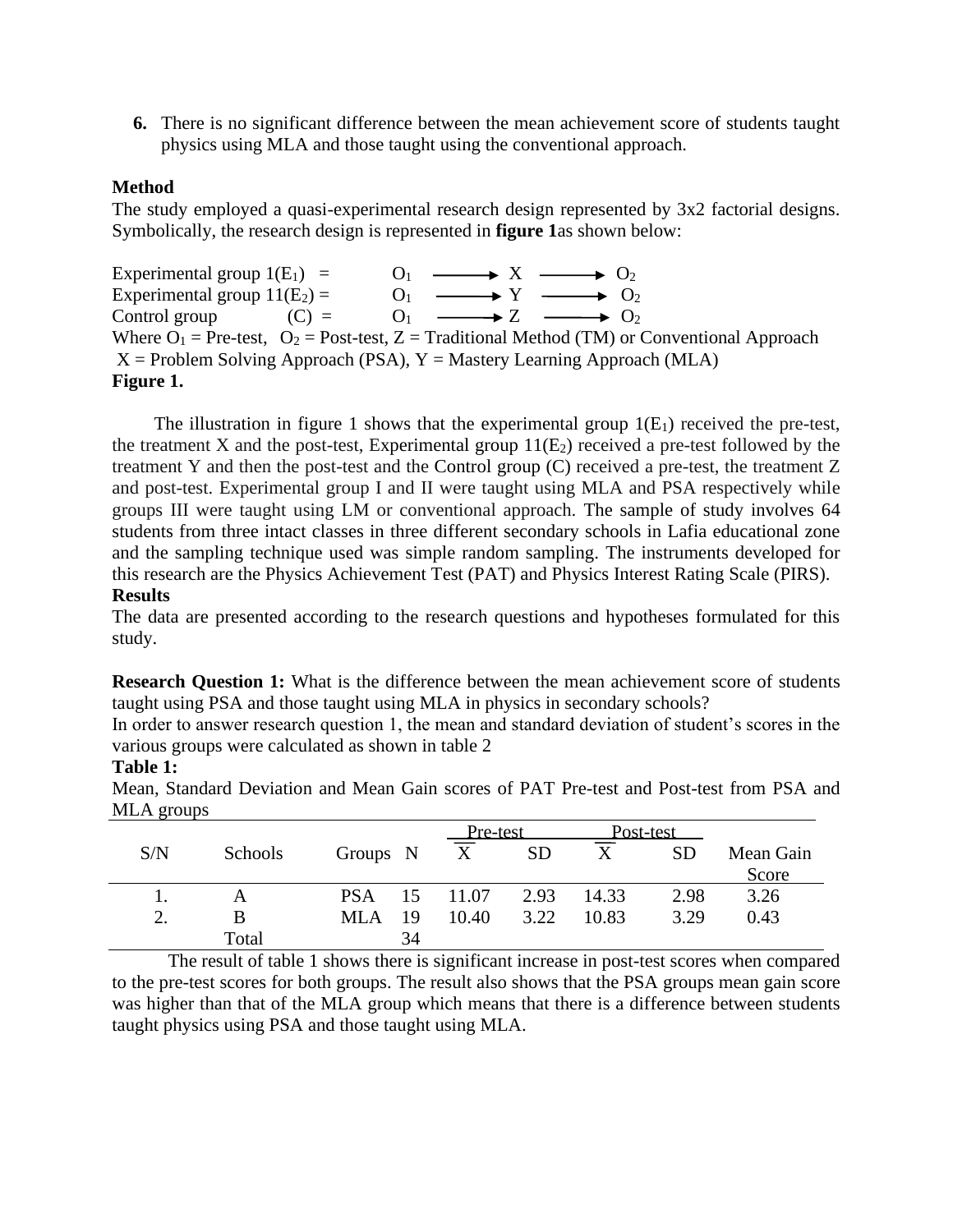6. There is no significant difference between the mean achievement score of students taught physics using MLA and those taught using the conventional approach.

**Method**

The study employed a quasi-experimental research design represented by 3x2 factorial designs. Symbolically, the research design is represented in **figure 1**as shown below:

Experimental group 1($E_1$) = $O_1 \longrightarrow X \longrightarrow O_2$
Experimental group 11($E_2$) = $O_1 \longrightarrow Y \longrightarrow O_2$
Control group (C) = $O_1 \longrightarrow Z \longrightarrow O_2$
Where $O_1$ = Pre-test, $O_2$ = Post-test, Z = Traditional Method (TM) or Conventional Approach
X = Problem Solving Approach (PSA), Y = Mastery Learning Approach (MLA)

**Figure 1.**

The illustration in figure 1 shows that the experimental group 1($E_1$) received the pre-test, the treatment X and the post-test, Experimental group 11($E_2$) received a pre-test followed by the treatment Y and then the post-test and the Control group (C) received a pre-test, the treatment Z and post-test. Experimental group I and II were taught using MLA and PSA respectively while groups III were taught using LM or conventional approach. The sample of study involves 64 students from three intact classes in three different secondary schools in Lafia educational zone and the sampling technique used was simple random sampling. The instruments developed for this research are the Physics Achievement Test (PAT) and Physics Interest Rating Scale (PIRS).

**Results**

The data are presented according to the research questions and hypotheses formulated for this study.

**Research Question 1:** What is the difference between the mean achievement score of students taught using PSA and those taught using MLA in physics in secondary schools?

In order to answer research question 1, the mean and standard deviation of student's scores in the various groups were calculated as shown in table 2

**Table 1:**

Mean, Standard Deviation and Mean Gain scores of PAT Pre-test and Post-test from PSA and MLA groups

| S/N | Schools | Groups | N | Pre-test | | Post-test | | Mean Gain Score |
|---|---|---|---|---|---|---|---|---|
| | | | | $\bar{X}$ | SD | $\bar{X}$ | SD | |
| 1. | A | PSA | 15 | 11.07 | 2.93 | 14.33 | 2.98 | 3.26 |
| 2. | B | MLA | 19 | 10.40 | 3.22 | 10.83 | 3.29 | 0.43 |
| | Total | | 34 | | | | | |

The result of table 1 shows there is significant increase in post-test scores when compared to the pre-test scores for both groups. The result also shows that the PSA groups mean gain score was higher than that of the MLA group which means that there is a difference between students taught physics using PSA and those taught using MLA.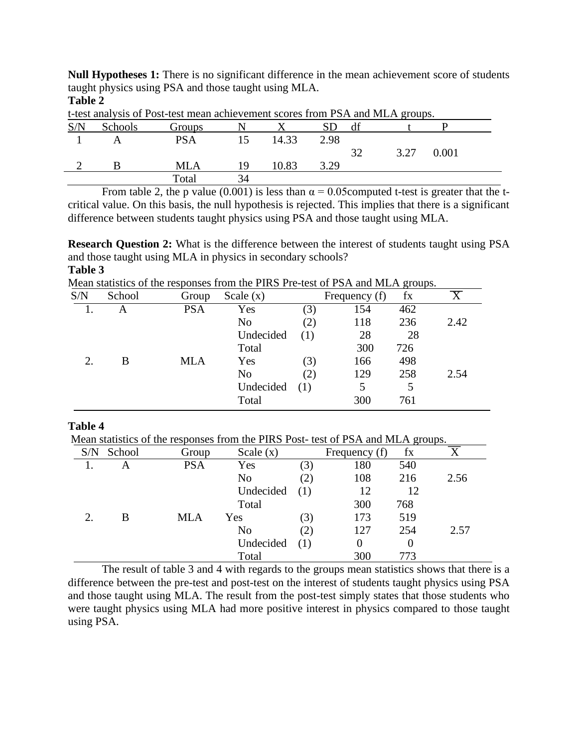**Null Hypotheses 1:** There is no significant difference in the mean achievement score of students taught physics using PSA and those taught using MLA.

**Table 2**

t-test analysis of Post-test mean achievement scores from PSA and MLA groups.

| S/N | Schools | Groups | N | X | SD | df | t | P |
|---|---|---|---|---|---|---|---|---|
| 1 | A | PSA | 15 | 14.33 | 2.98 | 32 | 3.27 | 0.001 |
| 2 | B | MLA | 19 | 10.83 | 3.29 | | | |
| | | Total | 34 | | | | | |

From table 2, the p value (0.001) is less than α = 0.05computed t-test is greater that the t-critical value. On this basis, the null hypothesis is rejected. This implies that there is a significant difference between students taught physics using PSA and those taught using MLA.

**Research Question 2:** What is the difference between the interest of students taught using PSA and those taught using MLA in physics in secondary schools?

**Table 3**

Mean statistics of the responses from the PIRS Pre-test of PSA and MLA groups.

| S/N | School | Group | Scale (x) | | Frequency (f) | fx | $\overline{X}$ |
|---|---|---|---|---|---|---|---|
| 1. | A | PSA | Yes | (3) | 154 | 462 | |
| | | | No | (2) | 118 | 236 | 2.42 |
| | | | Undecided | (1) | 28 | 28 | |
| | | | Total | | 300 | 726 | |
| 2. | B | MLA | Yes | (3) | 166 | 498 | |
| | | | No | (2) | 129 | 258 | 2.54 |
| | | | Undecided | (1) | 5 | 5 | |
| | | | Total | | 300 | 761 | |

**Table 4**

Mean statistics of the responses from the PIRS Post- test of PSA and MLA groups.

| S/N | School | Group | Scale (x) | | Frequency (f) | fx | $\overline{X}$ |
|---|---|---|---|---|---|---|---|
| 1. | A | PSA | Yes | (3) | 180 | 540 | |
| | | | No | (2) | 108 | 216 | 2.56 |
| | | | Undecided | (1) | 12 | 12 | |
| | | | Total | | 300 | 768 | |
| 2. | B | MLA | Yes | (3) | 173 | 519 | |
| | | | No | (2) | 127 | 254 | 2.57 |
| | | | Undecided | (1) | 0 | 0 | |
| | | | Total | | 300 | 773 | |

The result of table 3 and 4 with regards to the groups mean statistics shows that there is a difference between the pre-test and post-test on the interest of students taught physics using PSA and those taught using MLA. The result from the post-test simply states that those students who were taught physics using MLA had more positive interest in physics compared to those taught using PSA.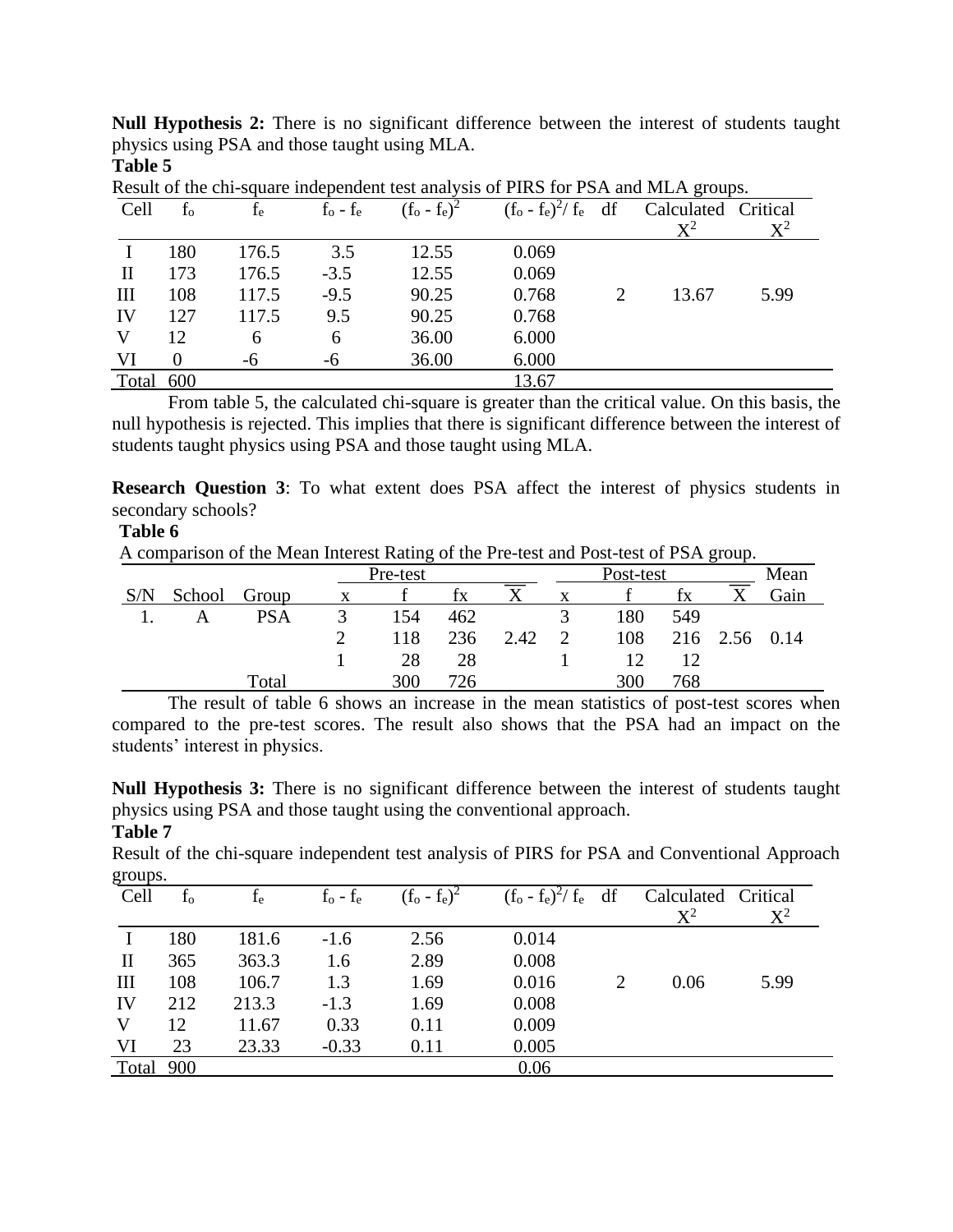**Null Hypothesis 2:** There is no significant difference between the interest of students taught physics using PSA and those taught using MLA.

**Table 5**

Result of the chi-square independent test analysis of PIRS for PSA and MLA groups.

| Cell | $f_o$ | $f_e$ | $f_o - f_e$ | $(f_o - f_e)^2$ | $(f_o - f_e)^2/ f_e$ | df | Calculated $X^2$ | Critical $X^2$ |
|---|---|---|---|---|---|---|---|---|
| I | 180 | 176.5 | 3.5 | 12.55 | 0.069 | | | |
| II | 173 | 176.5 | -3.5 | 12.55 | 0.069 | | | |
| III | 108 | 117.5 | -9.5 | 90.25 | 0.768 | 2 | 13.67 | 5.99 |
| IV | 127 | 117.5 | 9.5 | 90.25 | 0.768 | | | |
| V | 12 | 6 | 6 | 36.00 | 6.000 | | | |
| VI | 0 | -6 | -6 | 36.00 | 6.000 | | | |
| Total | 600 | | | | 13.67 | | | |

From table 5, the calculated chi-square is greater than the critical value. On this basis, the null hypothesis is rejected. This implies that there is significant difference between the interest of students taught physics using PSA and those taught using MLA.

**Research Question 3**: To what extent does PSA affect the interest of physics students in secondary schools?

**Table 6**

A comparison of the Mean Interest Rating of the Pre-test and Post-test of PSA group.

| | | | Pre-test | | | | Post-test | | | | Mean |
|---|---|---|---|---|---|---|---|---|---|---|---|
| S/N | School | Group | x | f | fx | $\overline{X}$ | x | f | fx | $\overline{X}$ | Gain |
| 1. | A | PSA | 3 | 154 | 462 | | 3 | 180 | 549 | | |
| | | | 2 | 118 | 236 | 2.42 | 2 | 108 | 216 | 2.56 | 0.14 |
| | | | 1 | 28 | 28 | | 1 | 12 | 12 | | |
| | | Total | | 300 | 726 | | | 300 | 768 | | |

The result of table 6 shows an increase in the mean statistics of post-test scores when compared to the pre-test scores. The result also shows that the PSA had an impact on the students' interest in physics.

**Null Hypothesis 3:** There is no significant difference between the interest of students taught physics using PSA and those taught using the conventional approach.

**Table 7**

Result of the chi-square independent test analysis of PIRS for PSA and Conventional Approach groups.

| Cell | $f_o$ | $f_e$ | $f_o - f_e$ | $(f_o - f_e)^2$ | $(f_o - f_e)^2/ f_e$ | df | Calculated $X^2$ | Critical $X^2$ |
|---|---|---|---|---|---|---|---|---|
| I | 180 | 181.6 | -1.6 | 2.56 | 0.014 | | | |
| II | 365 | 363.3 | 1.6 | 2.89 | 0.008 | | | |
| III | 108 | 106.7 | 1.3 | 1.69 | 0.016 | 2 | 0.06 | 5.99 |
| IV | 212 | 213.3 | -1.3 | 1.69 | 0.008 | | | |
| V | 12 | 11.67 | 0.33 | 0.11 | 0.009 | | | |
| VI | 23 | 23.33 | -0.33 | 0.11 | 0.005 | | | |
| Total | 900 | | | | 0.06 | | | |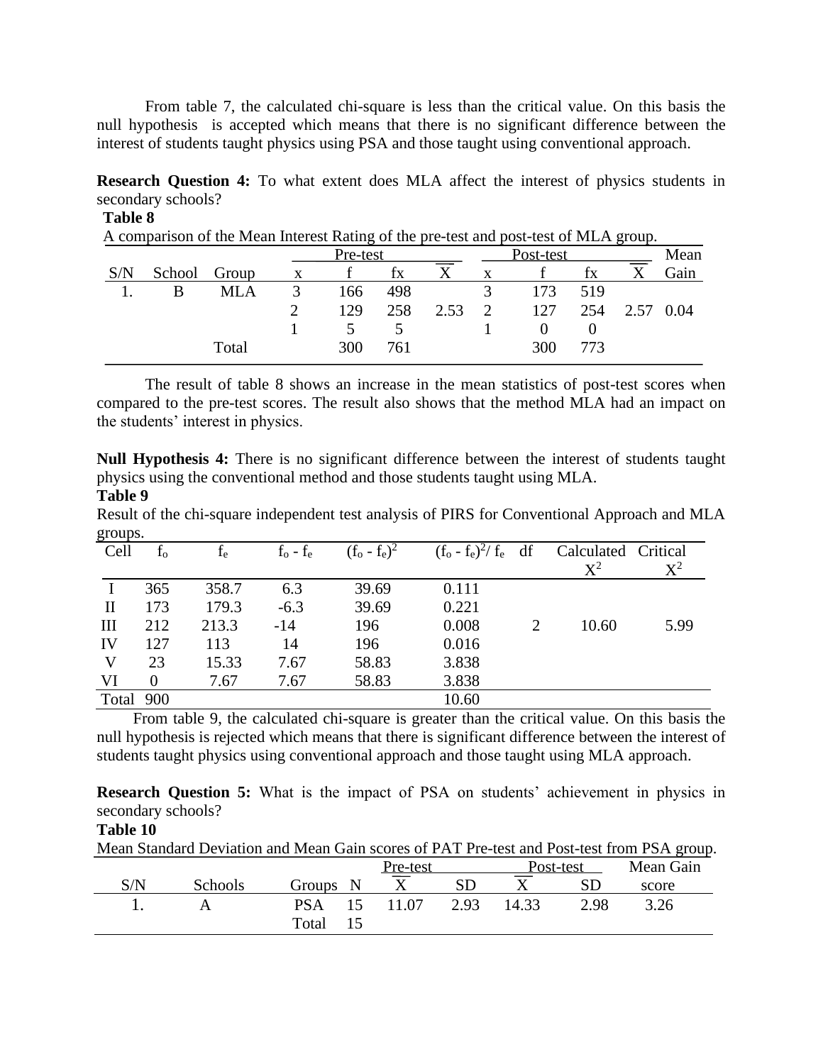From table 7, the calculated chi-square is less than the critical value. On this basis the null hypothesis is accepted which means that there is no significant difference between the interest of students taught physics using PSA and those taught using conventional approach.

**Research Question 4:** To what extent does MLA affect the interest of physics students in secondary schools?

**Table 8**

A comparison of the Mean Interest Rating of the pre-test and post-test of MLA group.

| | | | Pre-test | | | | Post-test | | | | Mean |
|---|---|---|---|---|---|---|---|---|---|---|---|
| S/N | School | Group | x | f | fx | $\overline{X}$ | x | f | fx | $\overline{X}$ | Gain |
| 1. | B | MLA | 3 | 166 | 498 | | 3 | 173 | 519 | | |
| | | | 2 | 129 | 258 | 2.53 | 2 | 127 | 254 | 2.57 | 0.04 |
| | | | 1 | 5 | 5 | | 1 | 0 | 0 | | |
| | | Total | | 300 | 761 | | | 300 | 773 | | |

The result of table 8 shows an increase in the mean statistics of post-test scores when compared to the pre-test scores. The result also shows that the method MLA had an impact on the students' interest in physics.

**Null Hypothesis 4:** There is no significant difference between the interest of students taught physics using the conventional method and those students taught using MLA.

**Table 9**

Result of the chi-square independent test analysis of PIRS for Conventional Approach and MLA groups.

| Cell | $f_o$ | $f_e$ | $f_o - f_e$ | $(f_o - f_e)^2$ | $(f_o - f_e)^2/ f_e$ | df | Calculated $X^2$ | Critical $X^2$ |
|---|---|---|---|---|---|---|---|---|
| I | 365 | 358.7 | 6.3 | 39.69 | 0.111 | | | |
| II | 173 | 179.3 | -6.3 | 39.69 | 0.221 | | | |
| III | 212 | 213.3 | -14 | 196 | 0.008 | 2 | 10.60 | 5.99 |
| IV | 127 | 113 | 14 | 196 | 0.016 | | | |
| V | 23 | 15.33 | 7.67 | 58.83 | 3.838 | | | |
| VI | 0 | 7.67 | 7.67 | 58.83 | 3.838 | | | |
| Total | 900 | | | | 10.60 | | | |

From table 9, the calculated chi-square is greater than the critical value. On this basis the null hypothesis is rejected which means that there is significant difference between the interest of students taught physics using conventional approach and those taught using MLA approach.

**Research Question 5:** What is the impact of PSA on students' achievement in physics in secondary schools?

**Table 10**

Mean Standard Deviation and Mean Gain scores of PAT Pre-test and Post-test from PSA group.

| | | | | Pre-test | | Post-test | | Mean Gain |
|---|---|---|---|---|---|---|---|---|
| S/N | Schools | Groups | N | $\overline{X}$ | SD | $\overline{X}$ | SD | score |
| 1. | A | PSA | 15 | 11.07 | 2.93 | 14.33 | 2.98 | 3.26 |
| | | Total | 15 | | | | | |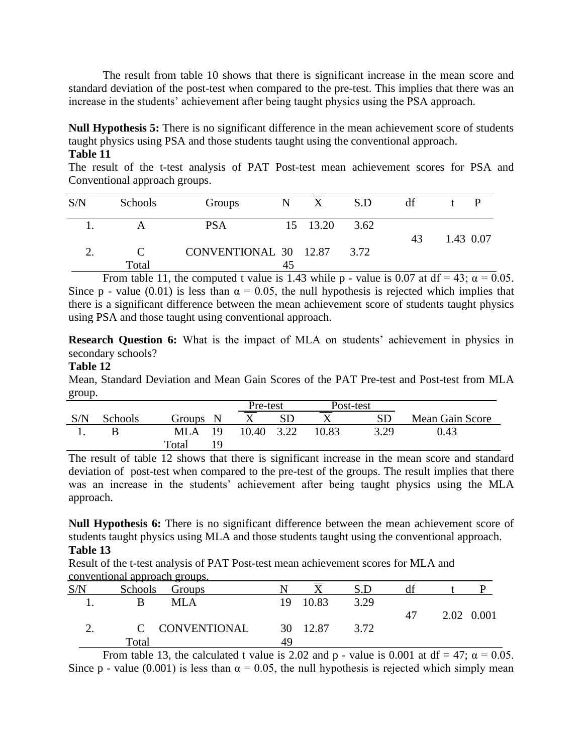The result from table 10 shows that there is significant increase in the mean score and standard deviation of the post-test when compared to the pre-test. This implies that there was an increase in the students' achievement after being taught physics using the PSA approach.

**Null Hypothesis 5:** There is no significant difference in the mean achievement score of students taught physics using PSA and those students taught using the conventional approach.

**Table 11**

The result of the t-test analysis of PAT Post-test mean achievement scores for PSA and Conventional approach groups.

| S/N | Schools | Groups | N | $\overline{X}$ | S.D | df | t | P |
|---|---|---|---|---|---|---|---|---|
| 1. | A | PSA | 15 | 13.20 | 3.62 | 43 | 1.43 | 0.07 |
| 2. | C | CONVENTIONAL | 30 | 12.87 | 3.72 | | | |
| | Total | | 45 | | | | | |

From table 11, the computed t value is 1.43 while p - value is 0.07 at df = 43; α = 0.05. Since p - value (0.01) is less than α = 0.05, the null hypothesis is rejected which implies that there is a significant difference between the mean achievement score of students taught physics using PSA and those taught using conventional approach.

**Research Question 6:** What is the impact of MLA on students' achievement in physics in secondary schools?

**Table 12**

Mean, Standard Deviation and Mean Gain Scores of the PAT Pre-test and Post-test from MLA group.

| | | | | Pre-test | | Post-test | | |
|---|---|---|---|---|---|---|---|---|
| S/N | Schools | Groups | N | $\overline{X}$ | SD | $\overline{X}$ | SD | Mean Gain Score |
| 1. | B | MLA | 19 | 10.40 | 3.22 | 10.83 | 3.29 | 0.43 |
| | | Total | 19 | | | | | |

The result of table 12 shows that there is significant increase in the mean score and standard deviation of post-test when compared to the pre-test of the groups. The result implies that there was an increase in the students' achievement after being taught physics using the MLA approach.

**Null Hypothesis 6:** There is no significant difference between the mean achievement score of students taught physics using MLA and those students taught using the conventional approach.

**Table 13**

Result of the t-test analysis of PAT Post-test mean achievement scores for MLA and conventional approach groups.

| S/N | Schools | Groups | N | $\overline{X}$ | S.D | df | t | P |
|---|---|---|---|---|---|---|---|---|
| 1. | B | MLA | 19 | 10.83 | 3.29 | 47 | 2.02 | 0.001 |
| 2. | C | CONVENTIONAL | 30 | 12.87 | 3.72 | | | |
| | Total | | 49 | | | | | |

From table 13, the calculated t value is 2.02 and p - value is 0.001 at df = 47; α = 0.05. Since p - value (0.001) is less than α = 0.05, the null hypothesis is rejected which simply mean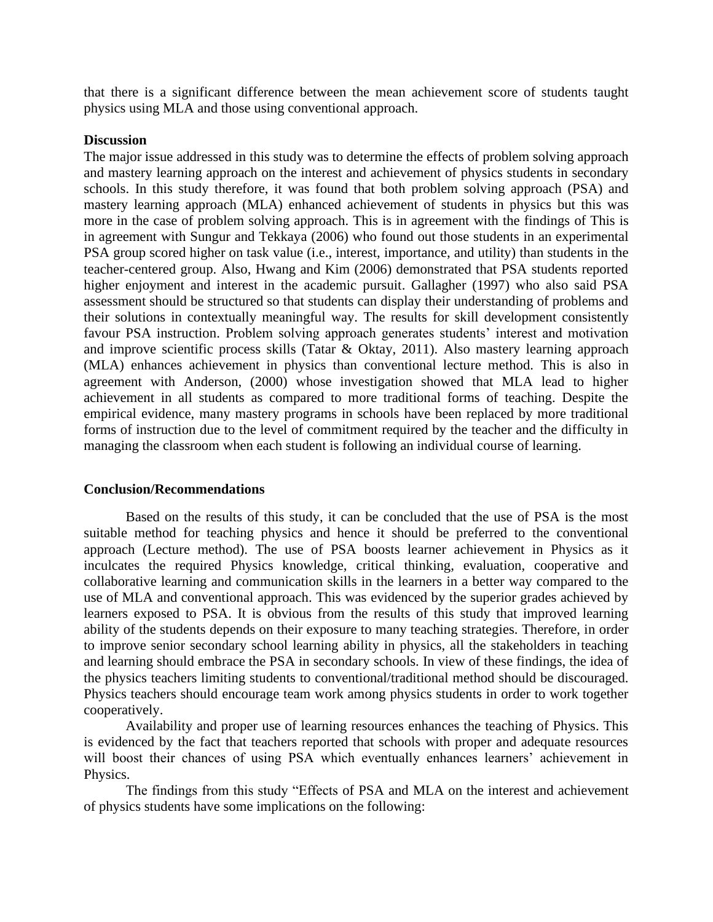that there is a significant difference between the mean achievement score of students taught physics using MLA and those using conventional approach.

**Discussion**

The major issue addressed in this study was to determine the effects of problem solving approach and mastery learning approach on the interest and achievement of physics students in secondary schools. In this study therefore, it was found that both problem solving approach (PSA) and mastery learning approach (MLA) enhanced achievement of students in physics but this was more in the case of problem solving approach. This is in agreement with the findings of This is in agreement with Sungur and Tekkaya (2006) who found out those students in an experimental PSA group scored higher on task value (i.e., interest, importance, and utility) than students in the teacher-centered group. Also, Hwang and Kim (2006) demonstrated that PSA students reported higher enjoyment and interest in the academic pursuit. Gallagher (1997) who also said PSA assessment should be structured so that students can display their understanding of problems and their solutions in contextually meaningful way. The results for skill development consistently favour PSA instruction. Problem solving approach generates students' interest and motivation and improve scientific process skills (Tatar & Oktay, 2011). Also mastery learning approach (MLA) enhances achievement in physics than conventional lecture method. This is also in agreement with Anderson, (2000) whose investigation showed that MLA lead to higher achievement in all students as compared to more traditional forms of teaching. Despite the empirical evidence, many mastery programs in schools have been replaced by more traditional forms of instruction due to the level of commitment required by the teacher and the difficulty in managing the classroom when each student is following an individual course of learning.

**Conclusion/Recommendations**

Based on the results of this study, it can be concluded that the use of PSA is the most suitable method for teaching physics and hence it should be preferred to the conventional approach (Lecture method). The use of PSA boosts learner achievement in Physics as it inculcates the required Physics knowledge, critical thinking, evaluation, cooperative and collaborative learning and communication skills in the learners in a better way compared to the use of MLA and conventional approach. This was evidenced by the superior grades achieved by learners exposed to PSA. It is obvious from the results of this study that improved learning ability of the students depends on their exposure to many teaching strategies. Therefore, in order to improve senior secondary school learning ability in physics, all the stakeholders in teaching and learning should embrace the PSA in secondary schools. In view of these findings, the idea of the physics teachers limiting students to conventional/traditional method should be discouraged. Physics teachers should encourage team work among physics students in order to work together cooperatively.

Availability and proper use of learning resources enhances the teaching of Physics. This is evidenced by the fact that teachers reported that schools with proper and adequate resources will boost their chances of using PSA which eventually enhances learners' achievement in Physics.

The findings from this study "Effects of PSA and MLA on the interest and achievement of physics students have some implications on the following: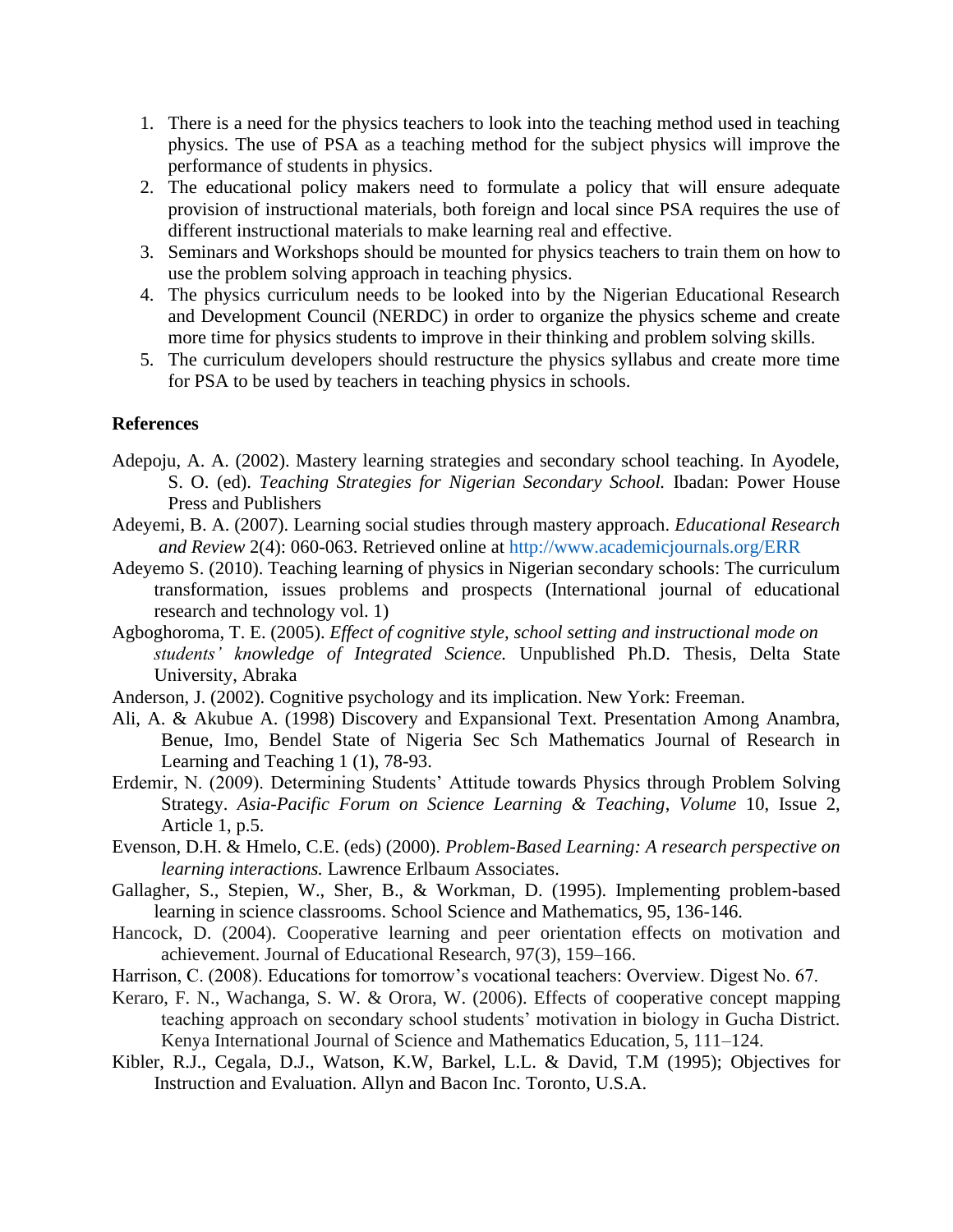1. There is a need for the physics teachers to look into the teaching method used in teaching physics. The use of PSA as a teaching method for the subject physics will improve the performance of students in physics.
2. The educational policy makers need to formulate a policy that will ensure adequate provision of instructional materials, both foreign and local since PSA requires the use of different instructional materials to make learning real and effective.
3. Seminars and Workshops should be mounted for physics teachers to train them on how to use the problem solving approach in teaching physics.
4. The physics curriculum needs to be looked into by the Nigerian Educational Research and Development Council (NERDC) in order to organize the physics scheme and create more time for physics students to improve in their thinking and problem solving skills.
5. The curriculum developers should restructure the physics syllabus and create more time for PSA to be used by teachers in teaching physics in schools.

**References**

Adepoju, A. A. (2002). Mastery learning strategies and secondary school teaching. In Ayodele, S. O. (ed). *Teaching Strategies for Nigerian Secondary School.* Ibadan: Power House Press and Publishers

Adeyemi, B. A. (2007). Learning social studies through mastery approach. *Educational Research and Review* 2(4): 060-063. Retrieved online at http://www.academicjournals.org/ERR

Adeyemo S. (2010). Teaching learning of physics in Nigerian secondary schools: The curriculum transformation, issues problems and prospects (International journal of educational research and technology vol. 1)

Agboghoroma, T. E. (2005). *Effect of cognitive style, school setting and instructional mode on students' knowledge of Integrated Science.* Unpublished Ph.D. Thesis, Delta State University, Abraka

Anderson, J. (2002). Cognitive psychology and its implication. New York: Freeman.

Ali, A. & Akubue A. (1998) Discovery and Expansional Text. Presentation Among Anambra, Benue, Imo, Bendel State of Nigeria Sec Sch Mathematics Journal of Research in Learning and Teaching 1 (1), 78-93.

Erdemir, N. (2009). Determining Students' Attitude towards Physics through Problem Solving Strategy. *Asia-Pacific Forum on Science Learning & Teaching, Volume* 10, Issue 2, Article 1, p.5.

Evenson, D.H. & Hmelo, C.E. (eds) (2000). *Problem-Based Learning: A research perspective on learning interactions.* Lawrence Erlbaum Associates.

Gallagher, S., Stepien, W., Sher, B., & Workman, D. (1995). Implementing problem-based learning in science classrooms. School Science and Mathematics, 95, 136-146.

Hancock, D. (2004). Cooperative learning and peer orientation effects on motivation and achievement. Journal of Educational Research, 97(3), 159–166.

Harrison, C. (2008). Educations for tomorrow's vocational teachers: Overview. Digest No. 67.

Keraro, F. N., Wachanga, S. W. & Orora, W. (2006). Effects of cooperative concept mapping teaching approach on secondary school students' motivation in biology in Gucha District. Kenya International Journal of Science and Mathematics Education, 5, 111–124.

Kibler, R.J., Cegala, D.J., Watson, K.W, Barkel, L.L. & David, T.M (1995); Objectives for Instruction and Evaluation. Allyn and Bacon Inc. Toronto, U.S.A.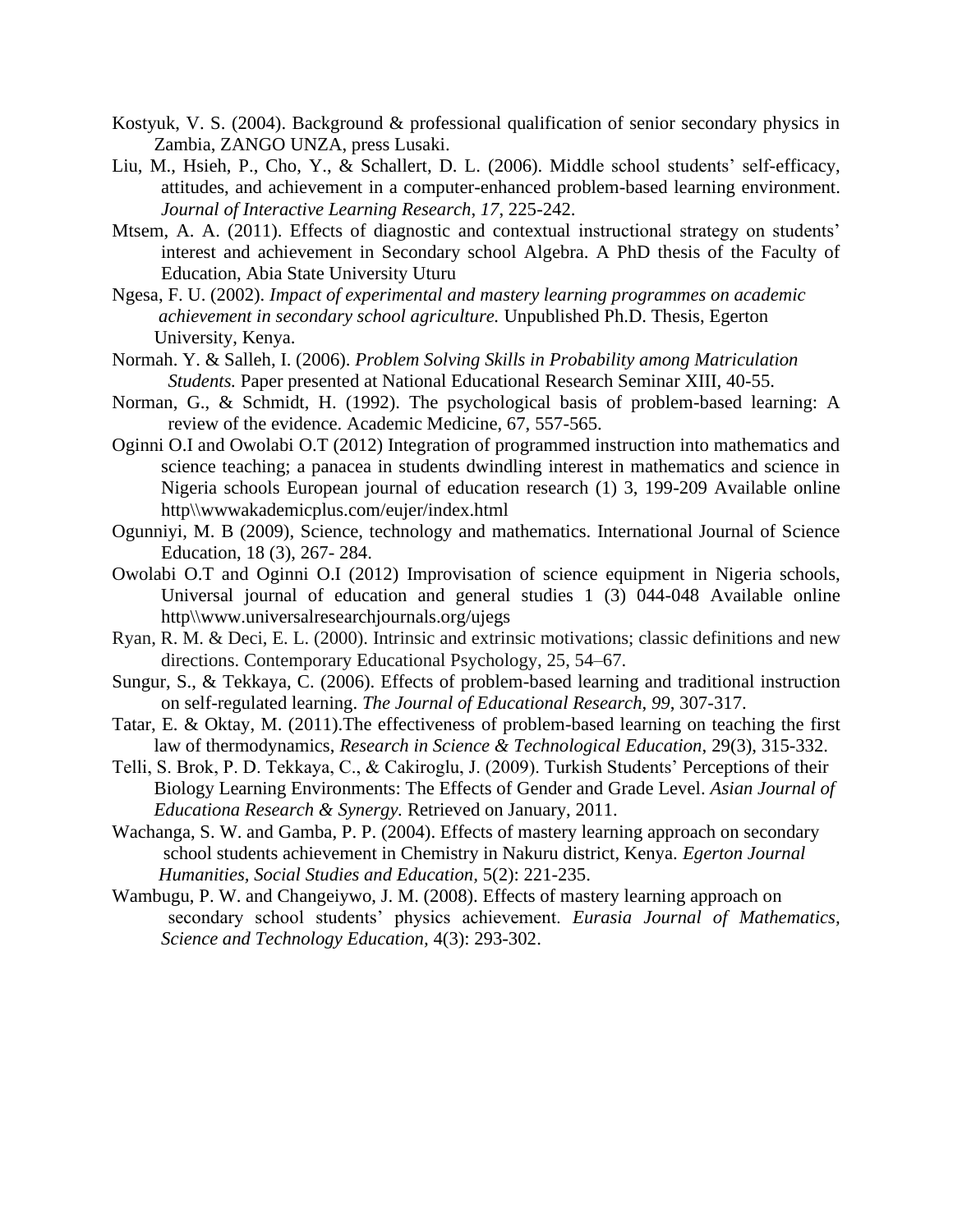Kostyuk, V. S. (2004). Background & professional qualification of senior secondary physics in Zambia, ZANGO UNZA, press Lusaki.

Liu, M., Hsieh, P., Cho, Y., & Schallert, D. L. (2006). Middle school students' self-efficacy, attitudes, and achievement in a computer-enhanced problem-based learning environment. *Journal of Interactive Learning Research*, *17*, 225-242.

Mtsem, A. A. (2011). Effects of diagnostic and contextual instructional strategy on students' interest and achievement in Secondary school Algebra. A PhD thesis of the Faculty of Education, Abia State University Uturu

Ngesa, F. U. (2002). *Impact of experimental and mastery learning programmes on academic achievement in secondary school agriculture.* Unpublished Ph.D. Thesis, Egerton University, Kenya.

Normah. Y. & Salleh, I. (2006). *Problem Solving Skills in Probability among Matriculation Students.* Paper presented at National Educational Research Seminar XIII, 40-55.

Norman, G., & Schmidt, H. (1992). The psychological basis of problem-based learning: A review of the evidence. Academic Medicine, 67, 557-565.

Oginni O.I and Owolabi O.T (2012) Integration of programmed instruction into mathematics and science teaching; a panacea in students dwindling interest in mathematics and science in Nigeria schools European journal of education research (1) 3, 199-209 Available online http\\wwwakademicplus.com/eujer/index.html

Ogunniyi, M. B (2009), Science, technology and mathematics. International Journal of Science Education, 18 (3), 267- 284.

Owolabi O.T and Oginni O.I (2012) Improvisation of science equipment in Nigeria schools, Universal journal of education and general studies 1 (3) 044-048 Available online http\\www.universalresearchjournals.org/ujegs

Ryan, R. M. & Deci, E. L. (2000). Intrinsic and extrinsic motivations; classic definitions and new directions. Contemporary Educational Psychology, 25, 54–67.

Sungur, S., & Tekkaya, C. (2006). Effects of problem-based learning and traditional instruction on self-regulated learning. *The Journal of Educational Research, 99*, 307-317.

Tatar, E. & Oktay, M. (2011).The effectiveness of problem-based learning on teaching the first law of thermodynamics, *Research in Science & Technological Education*, 29(3), 315-332.

Telli, S. Brok, P. D. Tekkaya, C., & Cakiroglu, J. (2009). Turkish Students' Perceptions of their Biology Learning Environments: The Effects of Gender and Grade Level. *Asian Journal of Educationa Research & Synergy.* Retrieved on January, 2011.

Wachanga, S. W. and Gamba, P. P. (2004). Effects of mastery learning approach on secondary school students achievement in Chemistry in Nakuru district, Kenya. *Egerton Journal Humanities, Social Studies and Education,* 5(2): 221-235.

Wambugu, P. W. and Changeiywo, J. M. (2008). Effects of mastery learning approach on secondary school students' physics achievement. *Eurasia Journal of Mathematics, Science and Technology Education,* 4(3): 293-302.